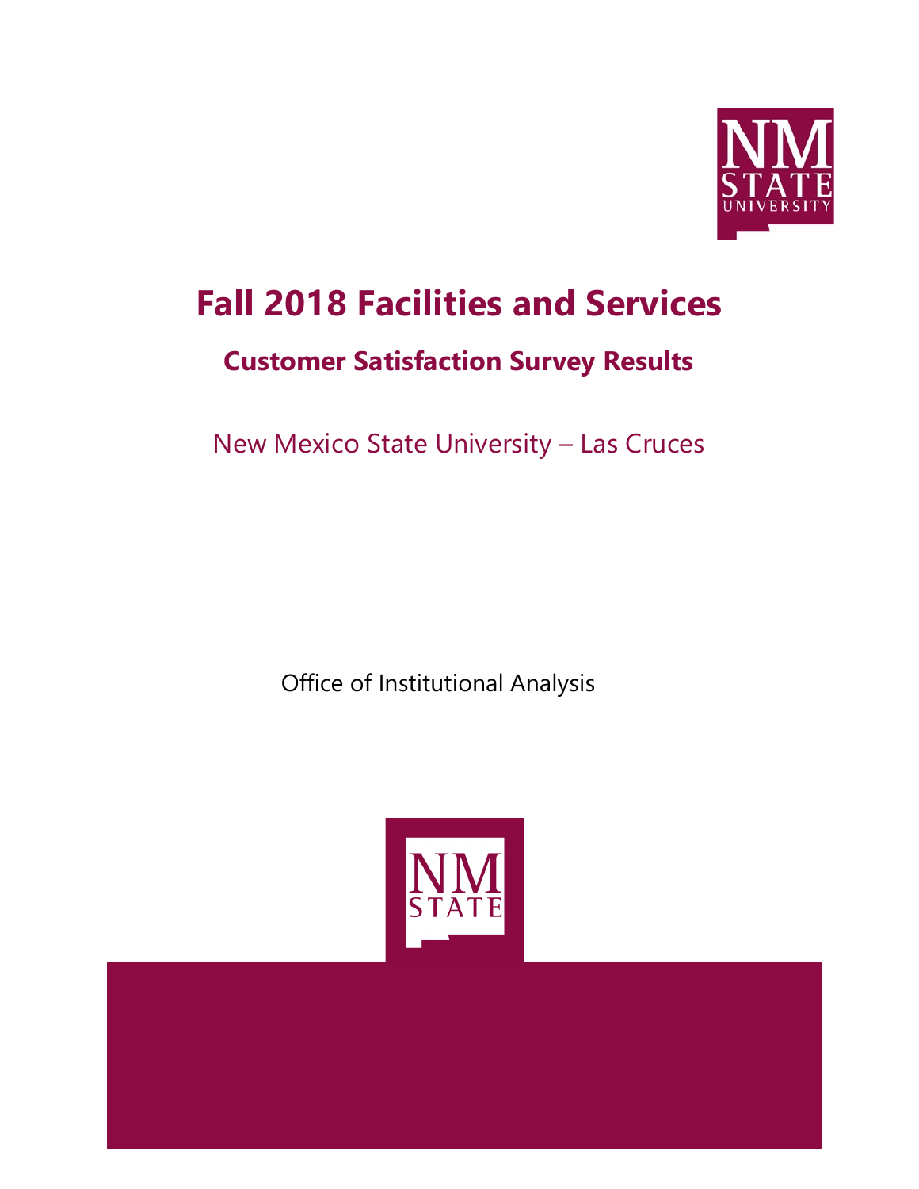# Fall 2018 Facilities and Services

## Customer Satisfaction Survey Results

New Mexico State University – Las Cruces

Office of Institutional Analysis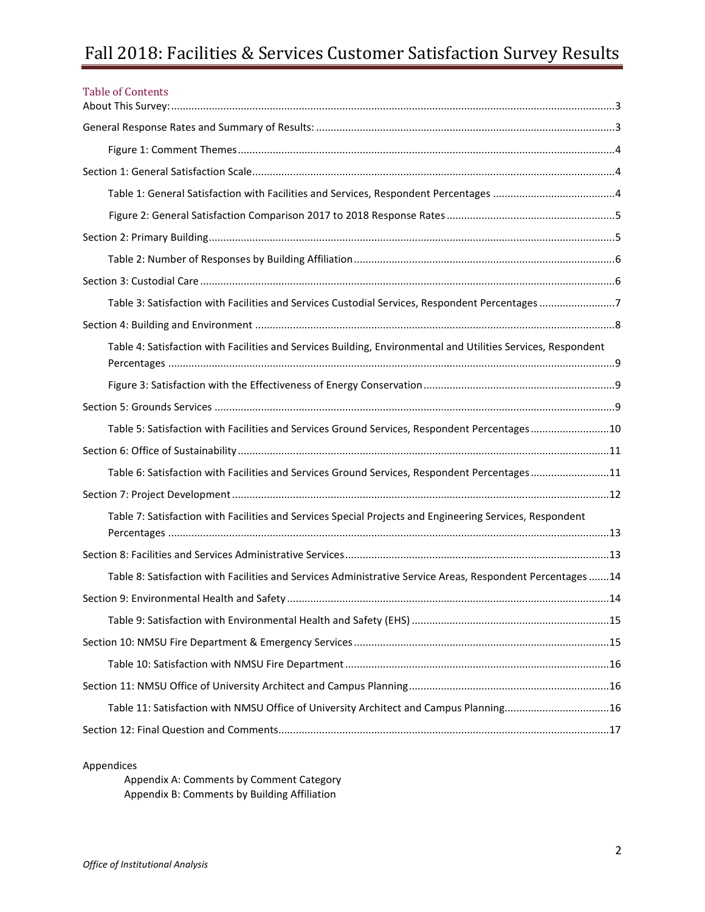# Fall 2018: Facilities & Services Customer Satisfaction Survey Results

## Table of Contents

About This Survey: ........ 3

General Response Rates and Summary of Results: ........ 3

- Figure 1: Comment Themes ........ 4

Section 1: General Satisfaction Scale ........ 4

- Table 1: General Satisfaction with Facilities and Services, Respondent Percentages ........ 4
- Figure 2: General Satisfaction Comparison 2017 to 2018 Response Rates ........ 5

Section 2: Primary Building ........ 5

- Table 2: Number of Responses by Building Affiliation ........ 6

Section 3: Custodial Care ........ 6

- Table 3: Satisfaction with Facilities and Services Custodial Services, Respondent Percentages ........ 7

Section 4: Building and Environment ........ 8

- Table 4: Satisfaction with Facilities and Services Building, Environmental and Utilities Services, Respondent Percentages ........ 9
- Figure 3: Satisfaction with the Effectiveness of Energy Conservation ........ 9

Section 5: Grounds Services ........ 9

- Table 5: Satisfaction with Facilities and Services Ground Services, Respondent Percentages ........ 10

Section 6: Office of Sustainability ........ 11

- Table 6: Satisfaction with Facilities and Services Ground Services, Respondent Percentages ........ 11

Section 7: Project Development ........ 12

- Table 7: Satisfaction with Facilities and Services Special Projects and Engineering Services, Respondent Percentages ........ 13

Section 8: Facilities and Services Administrative Services ........ 13

- Table 8: Satisfaction with Facilities and Services Administrative Service Areas, Respondent Percentages ........ 14

Section 9: Environmental Health and Safety ........ 14

- Table 9: Satisfaction with Environmental Health and Safety (EHS) ........ 15

Section 10: NMSU Fire Department & Emergency Services ........ 15

- Table 10: Satisfaction with NMSU Fire Department ........ 16

Section 11: NMSU Office of University Architect and Campus Planning ........ 16

- Table 11: Satisfaction with NMSU Office of University Architect and Campus Planning ........ 16

Section 12: Final Question and Comments ........ 17

Appendices

- Appendix A: Comments by Comment Category
- Appendix B: Comments by Building Affiliation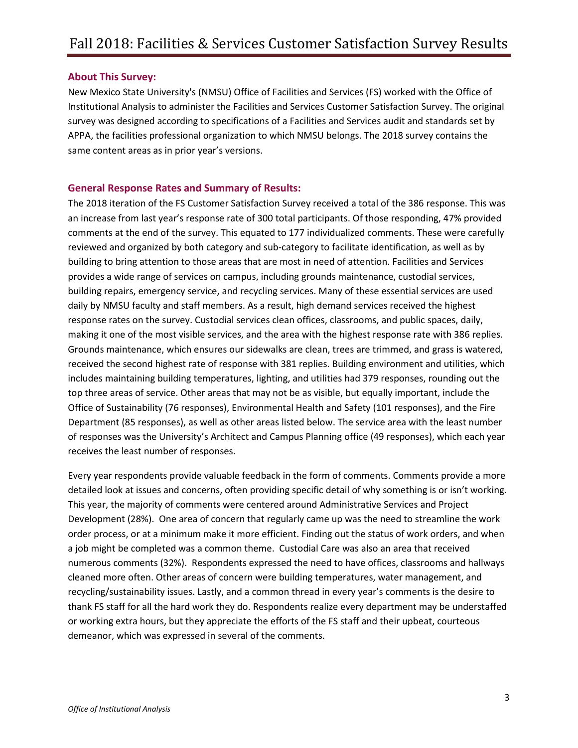# Fall 2018: Facilities & Services Customer Satisfaction Survey Results

## About This Survey:

New Mexico State University's (NMSU) Office of Facilities and Services (FS) worked with the Office of Institutional Analysis to administer the Facilities and Services Customer Satisfaction Survey. The original survey was designed according to specifications of a Facilities and Services audit and standards set by APPA, the facilities professional organization to which NMSU belongs. The 2018 survey contains the same content areas as in prior year's versions.

## General Response Rates and Summary of Results:

The 2018 iteration of the FS Customer Satisfaction Survey received a total of the 386 response. This was an increase from last year's response rate of 300 total participants. Of those responding, 47% provided comments at the end of the survey. This equated to 177 individualized comments. These were carefully reviewed and organized by both category and sub-category to facilitate identification, as well as by building to bring attention to those areas that are most in need of attention. Facilities and Services provides a wide range of services on campus, including grounds maintenance, custodial services, building repairs, emergency service, and recycling services. Many of these essential services are used daily by NMSU faculty and staff members. As a result, high demand services received the highest response rates on the survey. Custodial services clean offices, classrooms, and public spaces, daily, making it one of the most visible services, and the area with the highest response rate with 386 replies. Grounds maintenance, which ensures our sidewalks are clean, trees are trimmed, and grass is watered, received the second highest rate of response with 381 replies. Building environment and utilities, which includes maintaining building temperatures, lighting, and utilities had 379 responses, rounding out the top three areas of service. Other areas that may not be as visible, but equally important, include the Office of Sustainability (76 responses), Environmental Health and Safety (101 responses), and the Fire Department (85 responses), as well as other areas listed below. The service area with the least number of responses was the University's Architect and Campus Planning office (49 responses), which each year receives the least number of responses.

Every year respondents provide valuable feedback in the form of comments. Comments provide a more detailed look at issues and concerns, often providing specific detail of why something is or isn't working. This year, the majority of comments were centered around Administrative Services and Project Development (28%). One area of concern that regularly came up was the need to streamline the work order process, or at a minimum make it more efficient. Finding out the status of work orders, and when a job might be completed was a common theme. Custodial Care was also an area that received numerous comments (32%). Respondents expressed the need to have offices, classrooms and hallways cleaned more often. Other areas of concern were building temperatures, water management, and recycling/sustainability issues. Lastly, and a common thread in every year's comments is the desire to thank FS staff for all the hard work they do. Respondents realize every department may be understaffed or working extra hours, but they appreciate the efforts of the FS staff and their upbeat, courteous demeanor, which was expressed in several of the comments.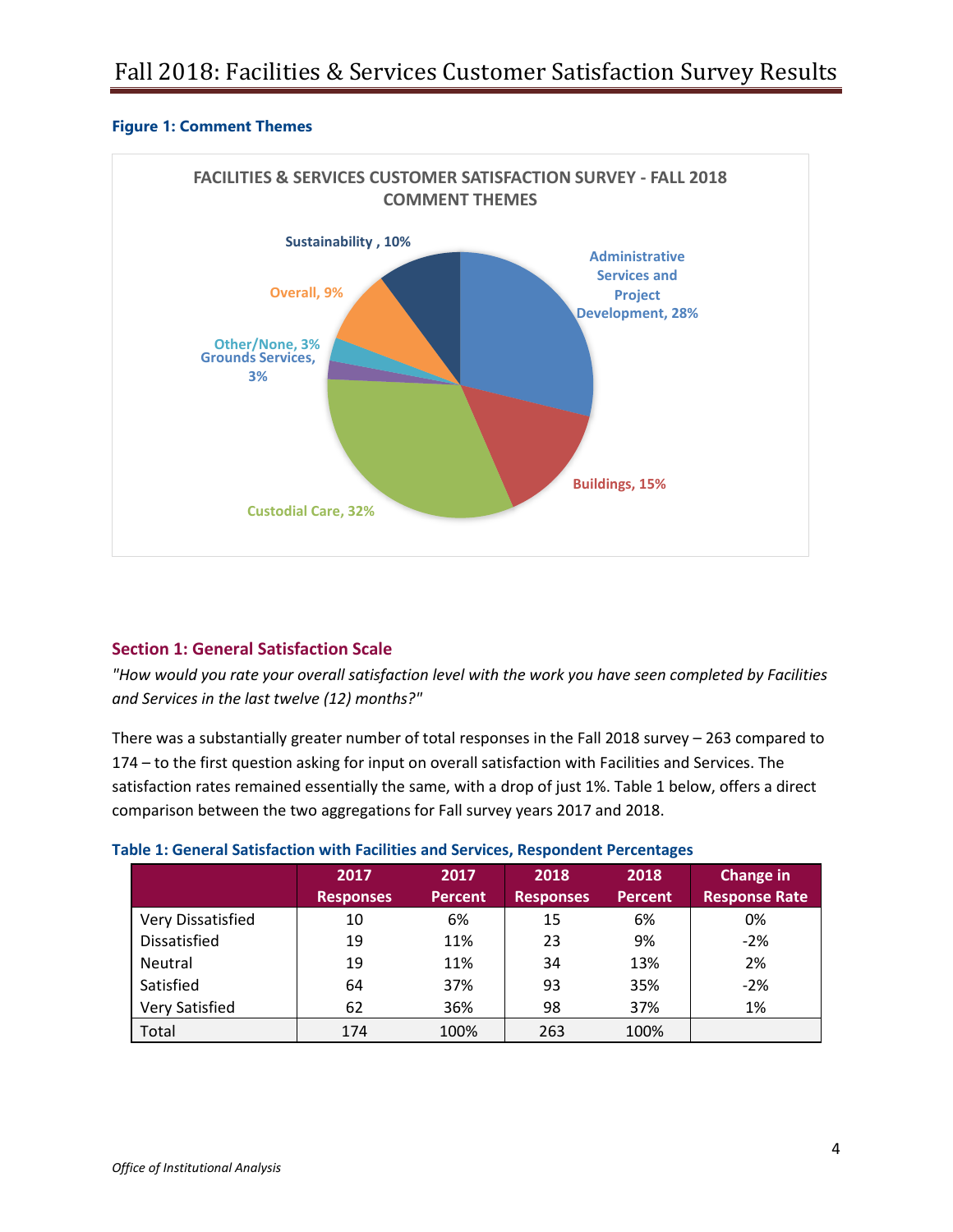**Figure 1: Comment Themes**

FACILITIES & SERVICES CUSTOMER SATISFACTION SURVEY - FALL 2018
COMMENT THEMES

- Administrative Services and Project Development, 28%
- Buildings, 15%
- Custodial Care, 32%
- Grounds Services, 3%
- Other/None, 3%
- Overall, 9%
- Sustainability , 10%

## Section 1: General Satisfaction Scale

*"How would you rate your overall satisfaction level with the work you have seen completed by Facilities and Services in the last twelve (12) months?"*

There was a substantially greater number of total responses in the Fall 2018 survey – 263 compared to 174 – to the first question asking for input on overall satisfaction with Facilities and Services. The satisfaction rates remained essentially the same, with a drop of just 1%. Table 1 below, offers a direct comparison between the two aggregations for Fall survey years 2017 and 2018.

**Table 1: General Satisfaction with Facilities and Services, Respondent Percentages**

| | 2017 Responses | 2017 Percent | 2018 Responses | 2018 Percent | Change in Response Rate |
|---|---|---|---|---|---|
| Very Dissatisfied | 10 | 6% | 15 | 6% | 0% |
| Dissatisfied | 19 | 11% | 23 | 9% | -2% |
| Neutral | 19 | 11% | 34 | 13% | 2% |
| Satisfied | 64 | 37% | 93 | 35% | -2% |
| Very Satisfied | 62 | 36% | 98 | 37% | 1% |
| Total | 174 | 100% | 263 | 100% | |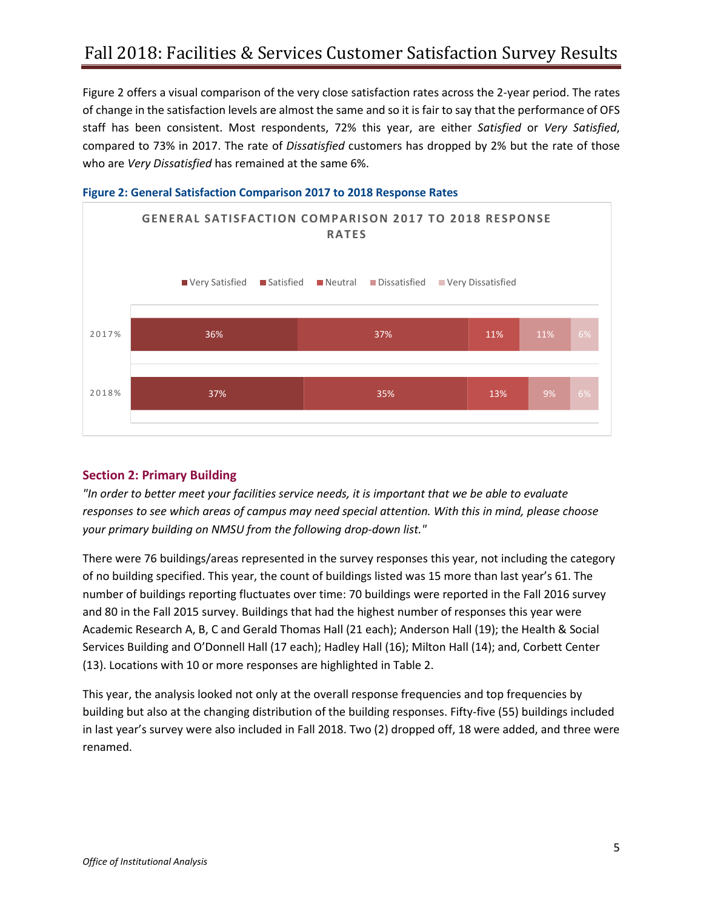Figure 2 offers a visual comparison of the very close satisfaction rates across the 2-year period. The rates of change in the satisfaction levels are almost the same and so it is fair to say that the performance of OFS staff has been consistent. Most respondents, 72% this year, are either *Satisfied* or *Very Satisfied*, compared to 73% in 2017. The rate of *Dissatisfied* customers has dropped by 2% but the rate of those who are *Very Dissatisfied* has remained at the same 6%.

**Figure 2: General Satisfaction Comparison 2017 to 2018 Response Rates**

GENERAL SATISFACTION COMPARISON 2017 TO 2018 RESPONSE RATES

| | Very Satisfied | Satisfied | Neutral | Dissatisfied | Very Dissatisfied |
|---|---|---|---|---|---|
| 2017% | 36% | 37% | 11% | 11% | 6% |
| 2018% | 37% | 35% | 13% | 9% | 6% |

## Section 2: Primary Building

*"In order to better meet your facilities service needs, it is important that we be able to evaluate responses to see which areas of campus may need special attention. With this in mind, please choose your primary building on NMSU from the following drop-down list."*

There were 76 buildings/areas represented in the survey responses this year, not including the category of no building specified. This year, the count of buildings listed was 15 more than last year's 61. The number of buildings reporting fluctuates over time: 70 buildings were reported in the Fall 2016 survey and 80 in the Fall 2015 survey. Buildings that had the highest number of responses this year were Academic Research A, B, C and Gerald Thomas Hall (21 each); Anderson Hall (19); the Health & Social Services Building and O'Donnell Hall (17 each); Hadley Hall (16); Milton Hall (14); and, Corbett Center (13). Locations with 10 or more responses are highlighted in Table 2.

This year, the analysis looked not only at the overall response frequencies and top frequencies by building but also at the changing distribution of the building responses. Fifty-five (55) buildings included in last year's survey were also included in Fall 2018. Two (2) dropped off, 18 were added, and three were renamed.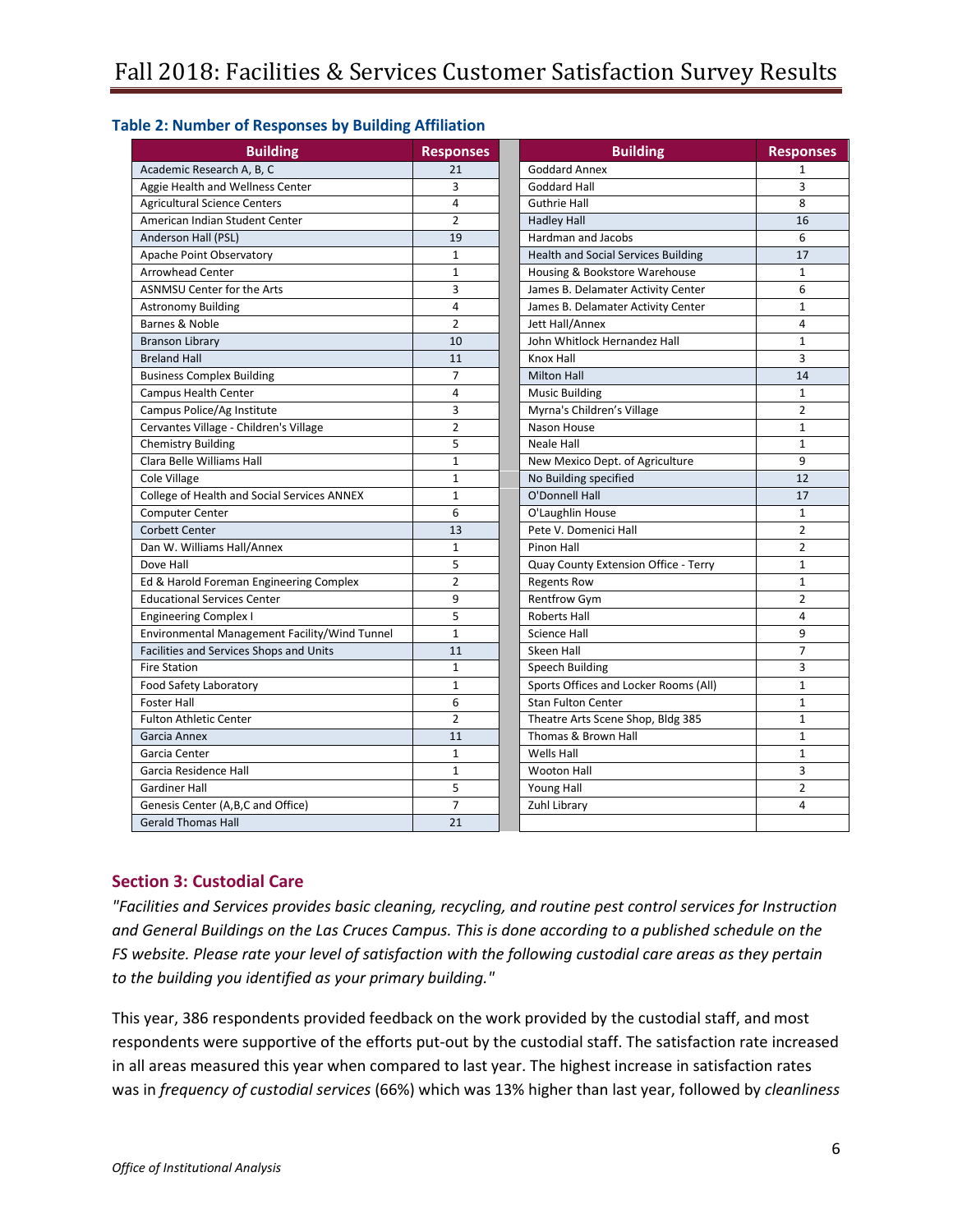**Table 2: Number of Responses by Building Affiliation**

| Building | Responses | Building | Responses |
|---|---|---|---|
| Academic Research A, B, C | 21 | Goddard Annex | 1 |
| Aggie Health and Wellness Center | 3 | Goddard Hall | 3 |
| Agricultural Science Centers | 4 | Guthrie Hall | 8 |
| American Indian Student Center | 2 | Hadley Hall | 16 |
| Anderson Hall (PSL) | 19 | Hardman and Jacobs | 6 |
| Apache Point Observatory | 1 | Health and Social Services Building | 17 |
| Arrowhead Center | 1 | Housing & Bookstore Warehouse | 1 |
| ASNMSU Center for the Arts | 3 | James B. Delamater Activity Center | 6 |
| Astronomy Building | 4 | James B. Delamater Activity Center | 1 |
| Barnes & Noble | 2 | Jett Hall/Annex | 4 |
| Branson Library | 10 | John Whitlock Hernandez Hall | 1 |
| Breland Hall | 11 | Knox Hall | 3 |
| Business Complex Building | 7 | Milton Hall | 14 |
| Campus Health Center | 4 | Music Building | 1 |
| Campus Police/Ag Institute | 3 | Myrna's Children's Village | 2 |
| Cervantes Village - Children's Village | 2 | Nason House | 1 |
| Chemistry Building | 5 | Neale Hall | 1 |
| Clara Belle Williams Hall | 1 | New Mexico Dept. of Agriculture | 9 |
| Cole Village | 1 | No Building specified | 12 |
| College of Health and Social Services ANNEX | 1 | O'Donnell Hall | 17 |
| Computer Center | 6 | O'Laughlin House | 1 |
| Corbett Center | 13 | Pete V. Domenici Hall | 2 |
| Dan W. Williams Hall/Annex | 1 | Pinon Hall | 2 |
| Dove Hall | 5 | Quay County Extension Office - Terry | 1 |
| Ed & Harold Foreman Engineering Complex | 2 | Regents Row | 1 |
| Educational Services Center | 9 | Rentfrow Gym | 2 |
| Engineering Complex I | 5 | Roberts Hall | 4 |
| Environmental Management Facility/Wind Tunnel | 1 | Science Hall | 9 |
| Facilities and Services Shops and Units | 11 | Skeen Hall | 7 |
| Fire Station | 1 | Speech Building | 3 |
| Food Safety Laboratory | 1 | Sports Offices and Locker Rooms (All) | 1 |
| Foster Hall | 6 | Stan Fulton Center | 1 |
| Fulton Athletic Center | 2 | Theatre Arts Scene Shop, Bldg 385 | 1 |
| Garcia Annex | 11 | Thomas & Brown Hall | 1 |
| Garcia Center | 1 | Wells Hall | 1 |
| Garcia Residence Hall | 1 | Wooton Hall | 3 |
| Gardiner Hall | 5 | Young Hall | 2 |
| Genesis Center (A,B,C and Office) | 7 | Zuhl Library | 4 |
| Gerald Thomas Hall | 21 | | |

## Section 3: Custodial Care

*"Facilities and Services provides basic cleaning, recycling, and routine pest control services for Instruction and General Buildings on the Las Cruces Campus. This is done according to a published schedule on the FS website. Please rate your level of satisfaction with the following custodial care areas as they pertain to the building you identified as your primary building."*

This year, 386 respondents provided feedback on the work provided by the custodial staff, and most respondents were supportive of the efforts put-out by the custodial staff. The satisfaction rate increased in all areas measured this year when compared to last year. The highest increase in satisfaction rates was in *frequency of custodial services* (66%) which was 13% higher than last year, followed by *cleanliness*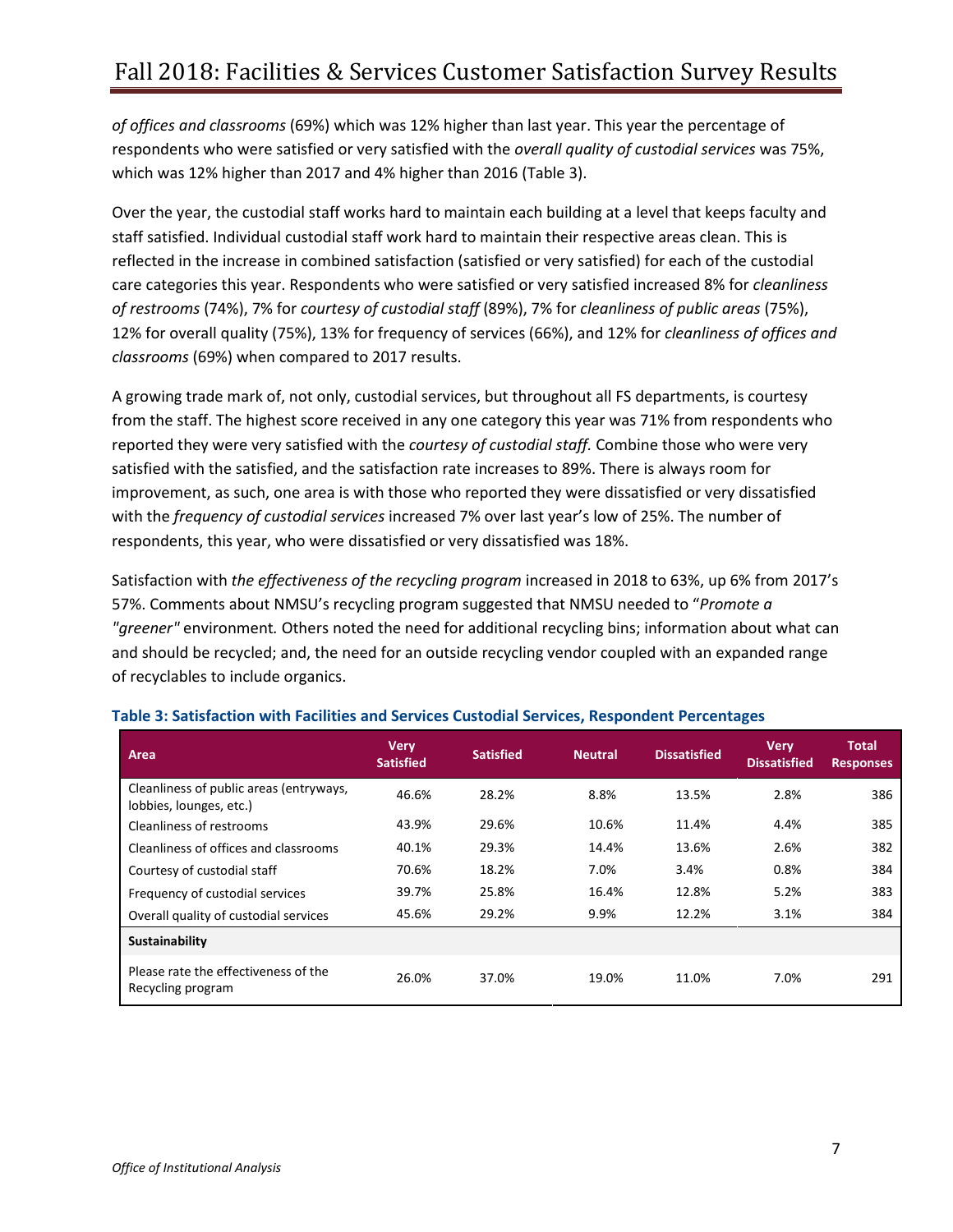*of offices and classrooms* (69%) which was 12% higher than last year. This year the percentage of respondents who were satisfied or very satisfied with the *overall quality of custodial services* was 75%, which was 12% higher than 2017 and 4% higher than 2016 (Table 3).

Over the year, the custodial staff works hard to maintain each building at a level that keeps faculty and staff satisfied. Individual custodial staff work hard to maintain their respective areas clean. This is reflected in the increase in combined satisfaction (satisfied or very satisfied) for each of the custodial care categories this year. Respondents who were satisfied or very satisfied increased 8% for *cleanliness of restrooms* (74%), 7% for *courtesy of custodial staff* (89%), 7% for *cleanliness of public areas* (75%), 12% for overall quality (75%), 13% for frequency of services (66%), and 12% for *cleanliness of offices and classrooms* (69%) when compared to 2017 results.

A growing trade mark of, not only, custodial services, but throughout all FS departments, is courtesy from the staff. The highest score received in any one category this year was 71% from respondents who reported they were very satisfied with the *courtesy of custodial staff.* Combine those who were very satisfied with the satisfied, and the satisfaction rate increases to 89%. There is always room for improvement, as such, one area is with those who reported they were dissatisfied or very dissatisfied with the *frequency of custodial services* increased 7% over last year's low of 25%. The number of respondents, this year, who were dissatisfied or very dissatisfied was 18%.

Satisfaction with *the effectiveness of the recycling program* increased in 2018 to 63%, up 6% from 2017's 57%. Comments about NMSU's recycling program suggested that NMSU needed to "*Promote a "greener"* environment*.* Others noted the need for additional recycling bins; information about what can and should be recycled; and, the need for an outside recycling vendor coupled with an expanded range of recyclables to include organics.

**Table 3: Satisfaction with Facilities and Services Custodial Services, Respondent Percentages**

| Area | Very Satisfied | Satisfied | Neutral | Dissatisfied | Very Dissatisfied | Total Responses |
|---|---|---|---|---|---|---|
| Cleanliness of public areas (entryways, lobbies, lounges, etc.) | 46.6% | 28.2% | 8.8% | 13.5% | 2.8% | 386 |
| Cleanliness of restrooms | 43.9% | 29.6% | 10.6% | 11.4% | 4.4% | 385 |
| Cleanliness of offices and classrooms | 40.1% | 29.3% | 14.4% | 13.6% | 2.6% | 382 |
| Courtesy of custodial staff | 70.6% | 18.2% | 7.0% | 3.4% | 0.8% | 384 |
| Frequency of custodial services | 39.7% | 25.8% | 16.4% | 12.8% | 5.2% | 383 |
| Overall quality of custodial services | 45.6% | 29.2% | 9.9% | 12.2% | 3.1% | 384 |
| **Sustainability** | | | | | | |
| Please rate the effectiveness of the Recycling program | 26.0% | 37.0% | 19.0% | 11.0% | 7.0% | 291 |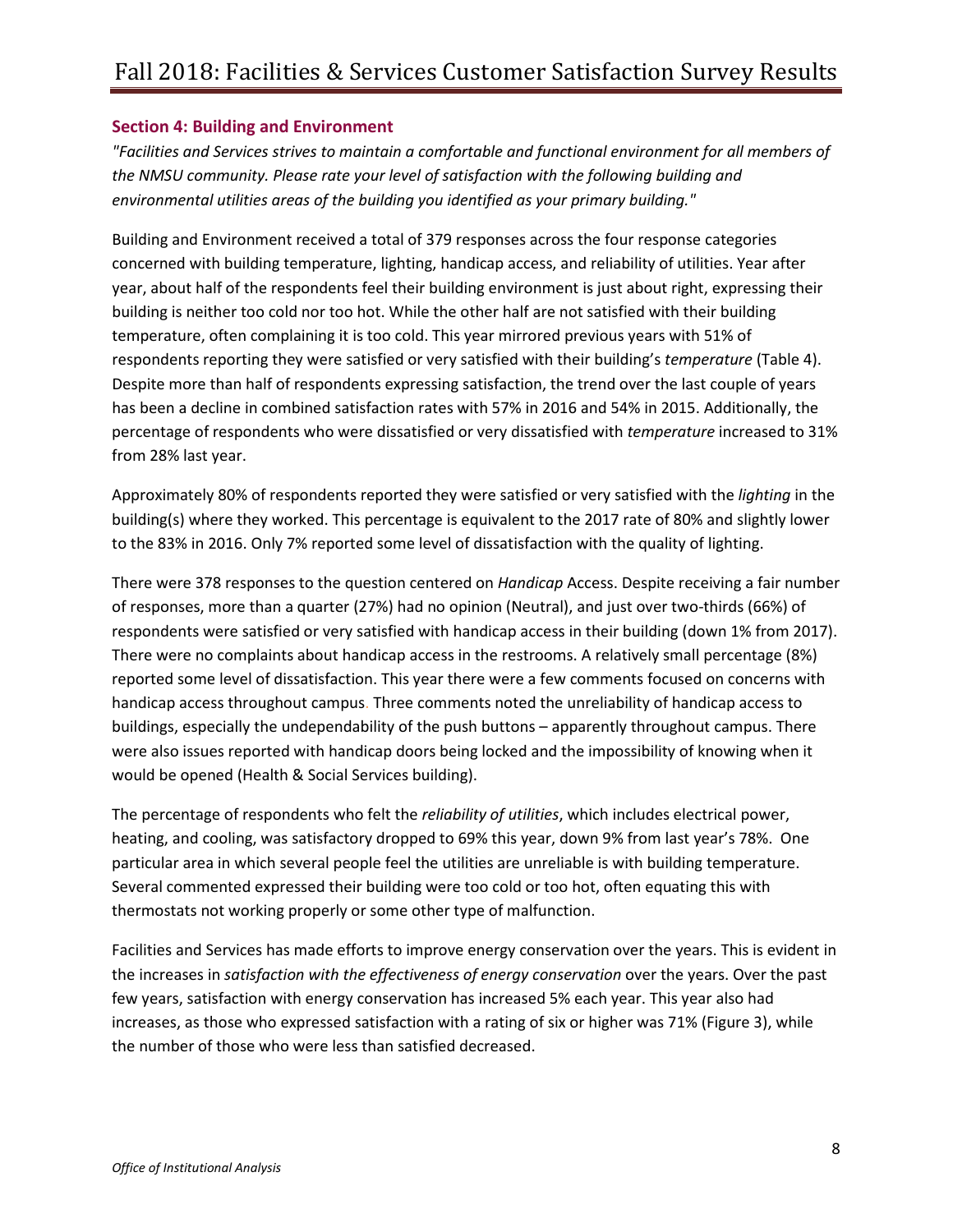## Section 4: Building and Environment

*"Facilities and Services strives to maintain a comfortable and functional environment for all members of the NMSU community. Please rate your level of satisfaction with the following building and environmental utilities areas of the building you identified as your primary building."*

Building and Environment received a total of 379 responses across the four response categories concerned with building temperature, lighting, handicap access, and reliability of utilities. Year after year, about half of the respondents feel their building environment is just about right, expressing their building is neither too cold nor too hot. While the other half are not satisfied with their building temperature, often complaining it is too cold. This year mirrored previous years with 51% of respondents reporting they were satisfied or very satisfied with their building's *temperature* (Table 4). Despite more than half of respondents expressing satisfaction, the trend over the last couple of years has been a decline in combined satisfaction rates with 57% in 2016 and 54% in 2015. Additionally, the percentage of respondents who were dissatisfied or very dissatisfied with *temperature* increased to 31% from 28% last year.

Approximately 80% of respondents reported they were satisfied or very satisfied with the *lighting* in the building(s) where they worked. This percentage is equivalent to the 2017 rate of 80% and slightly lower to the 83% in 2016. Only 7% reported some level of dissatisfaction with the quality of lighting.

There were 378 responses to the question centered on *Handicap* Access. Despite receiving a fair number of responses, more than a quarter (27%) had no opinion (Neutral), and just over two-thirds (66%) of respondents were satisfied or very satisfied with handicap access in their building (down 1% from 2017). There were no complaints about handicap access in the restrooms. A relatively small percentage (8%) reported some level of dissatisfaction. This year there were a few comments focused on concerns with handicap access throughout campus. Three comments noted the unreliability of handicap access to buildings, especially the undependability of the push buttons – apparently throughout campus. There were also issues reported with handicap doors being locked and the impossibility of knowing when it would be opened (Health & Social Services building).

The percentage of respondents who felt the *reliability of utilities*, which includes electrical power, heating, and cooling, was satisfactory dropped to 69% this year, down 9% from last year's 78%. One particular area in which several people feel the utilities are unreliable is with building temperature. Several commented expressed their building were too cold or too hot, often equating this with thermostats not working properly or some other type of malfunction.

Facilities and Services has made efforts to improve energy conservation over the years. This is evident in the increases in *satisfaction with the effectiveness of energy conservation* over the years. Over the past few years, satisfaction with energy conservation has increased 5% each year. This year also had increases, as those who expressed satisfaction with a rating of six or higher was 71% (Figure 3), while the number of those who were less than satisfied decreased.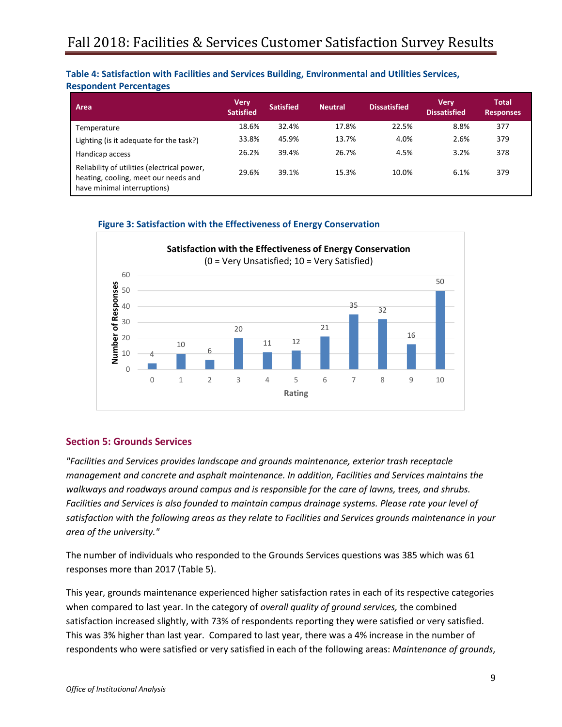**Table 4: Satisfaction with Facilities and Services Building, Environmental and Utilities Services, Respondent Percentages**

| Area | Very Satisfied | Satisfied | Neutral | Dissatisfied | Very Dissatisfied | Total Responses |
|---|---|---|---|---|---|---|
| Temperature | 18.6% | 32.4% | 17.8% | 22.5% | 8.8% | 377 |
| Lighting (is it adequate for the task?) | 33.8% | 45.9% | 13.7% | 4.0% | 2.6% | 379 |
| Handicap access | 26.2% | 39.4% | 26.7% | 4.5% | 3.2% | 378 |
| Reliability of utilities (electrical power, heating, cooling, meet our needs and have minimal interruptions) | 29.6% | 39.1% | 15.3% | 10.0% | 6.1% | 379 |

**Figure 3: Satisfaction with the Effectiveness of Energy Conservation**

Satisfaction with the Effectiveness of Energy Conservation
(0 = Very Unsatisfied; 10 = Very Satisfied)

| Rating | 0 | 1 | 2 | 3 | 4 | 5 | 6 | 7 | 8 | 9 | 10 |
|---|---|---|---|---|---|---|---|---|---|---|---|
| Number of Responses | 4 | 10 | 6 | 20 | 11 | 12 | 21 | 35 | 32 | 16 | 50 |

## Section 5: Grounds Services

*"Facilities and Services provides landscape and grounds maintenance, exterior trash receptacle management and concrete and asphalt maintenance. In addition, Facilities and Services maintains the walkways and roadways around campus and is responsible for the care of lawns, trees, and shrubs. Facilities and Services is also founded to maintain campus drainage systems. Please rate your level of satisfaction with the following areas as they relate to Facilities and Services grounds maintenance in your area of the university."*

The number of individuals who responded to the Grounds Services questions was 385 which was 61 responses more than 2017 (Table 5).

This year, grounds maintenance experienced higher satisfaction rates in each of its respective categories when compared to last year. In the category of *overall quality of ground services,* the combined satisfaction increased slightly, with 73% of respondents reporting they were satisfied or very satisfied. This was 3% higher than last year. Compared to last year, there was a 4% increase in the number of respondents who were satisfied or very satisfied in each of the following areas: *Maintenance of grounds*,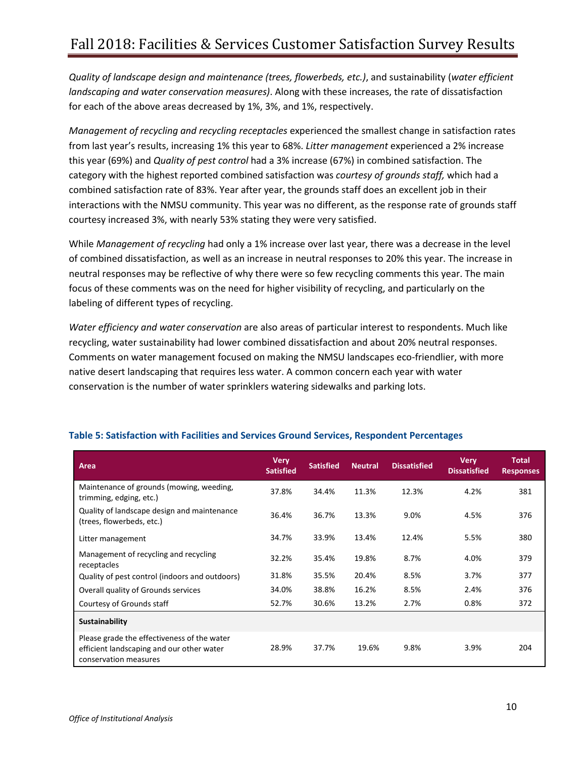*Quality of landscape design and maintenance (trees, flowerbeds, etc.)*, and sustainability (*water efficient landscaping and water conservation measures)*. Along with these increases, the rate of dissatisfaction for each of the above areas decreased by 1%, 3%, and 1%, respectively.

*Management of recycling and recycling receptacles* experienced the smallest change in satisfaction rates from last year's results, increasing 1% this year to 68%. *Litter management* experienced a 2% increase this year (69%) and *Quality of pest control* had a 3% increase (67%) in combined satisfaction. The category with the highest reported combined satisfaction was *courtesy of grounds staff,* which had a combined satisfaction rate of 83%. Year after year, the grounds staff does an excellent job in their interactions with the NMSU community. This year was no different, as the response rate of grounds staff courtesy increased 3%, with nearly 53% stating they were very satisfied.

While *Management of recycling* had only a 1% increase over last year, there was a decrease in the level of combined dissatisfaction, as well as an increase in neutral responses to 20% this year. The increase in neutral responses may be reflective of why there were so few recycling comments this year. The main focus of these comments was on the need for higher visibility of recycling, and particularly on the labeling of different types of recycling.

*Water efficiency and water conservation* are also areas of particular interest to respondents. Much like recycling, water sustainability had lower combined dissatisfaction and about 20% neutral responses. Comments on water management focused on making the NMSU landscapes eco-friendlier, with more native desert landscaping that requires less water. A common concern each year with water conservation is the number of water sprinklers watering sidewalks and parking lots.

**Table 5: Satisfaction with Facilities and Services Ground Services, Respondent Percentages**

| Area | Very Satisfied | Satisfied | Neutral | Dissatisfied | Very Dissatisfied | Total Responses |
|---|---|---|---|---|---|---|
| Maintenance of grounds (mowing, weeding, trimming, edging, etc.) | 37.8% | 34.4% | 11.3% | 12.3% | 4.2% | 381 |
| Quality of landscape design and maintenance (trees, flowerbeds, etc.) | 36.4% | 36.7% | 13.3% | 9.0% | 4.5% | 376 |
| Litter management | 34.7% | 33.9% | 13.4% | 12.4% | 5.5% | 380 |
| Management of recycling and recycling receptacles | 32.2% | 35.4% | 19.8% | 8.7% | 4.0% | 379 |
| Quality of pest control (indoors and outdoors) | 31.8% | 35.5% | 20.4% | 8.5% | 3.7% | 377 |
| Overall quality of Grounds services | 34.0% | 38.8% | 16.2% | 8.5% | 2.4% | 376 |
| Courtesy of Grounds staff | 52.7% | 30.6% | 13.2% | 2.7% | 0.8% | 372 |
| **Sustainability** | | | | | | |
| Please grade the effectiveness of the water efficient landscaping and our other water conservation measures | 28.9% | 37.7% | 19.6% | 9.8% | 3.9% | 204 |

*Office of Institutional Analysis*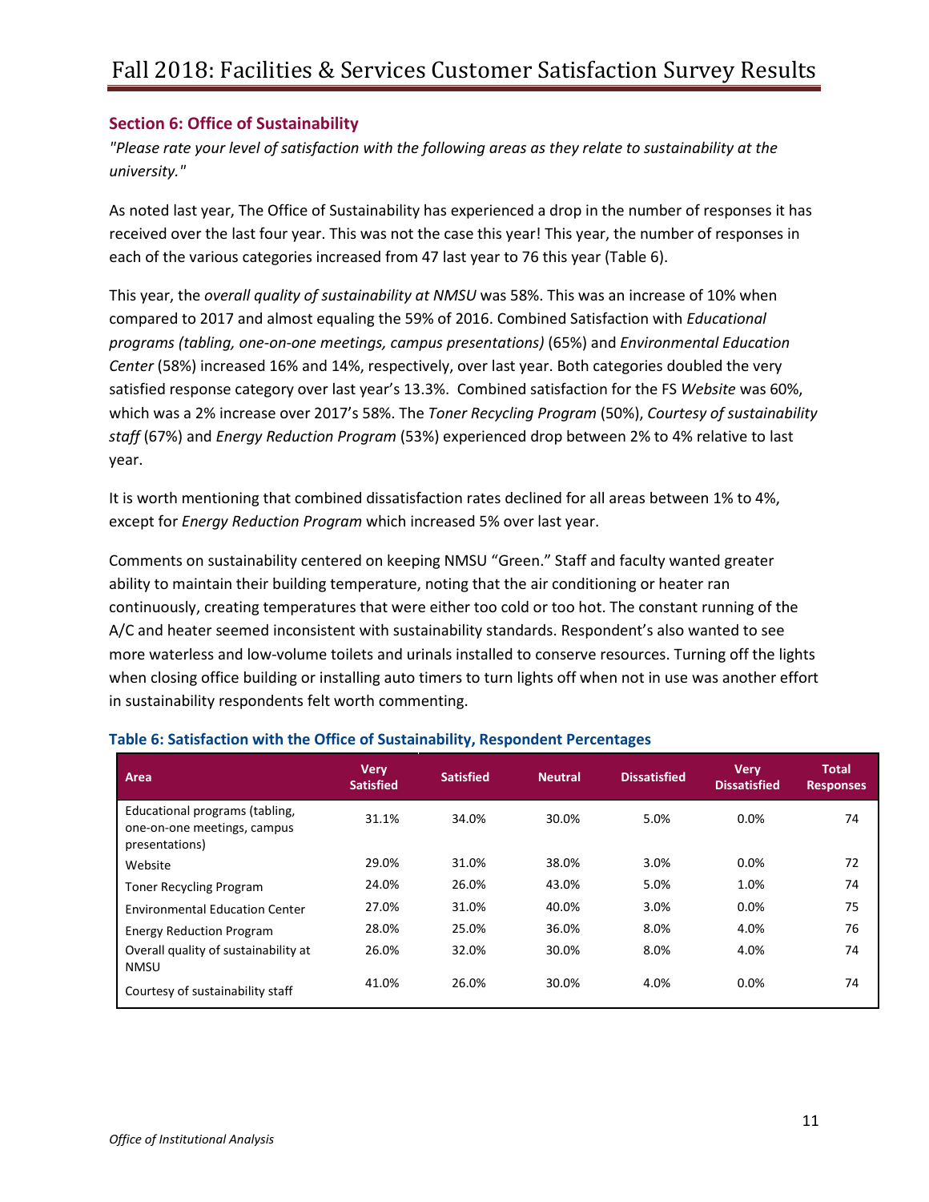## Section 6: Office of Sustainability

*"Please rate your level of satisfaction with the following areas as they relate to sustainability at the university."*

As noted last year, The Office of Sustainability has experienced a drop in the number of responses it has received over the last four year. This was not the case this year! This year, the number of responses in each of the various categories increased from 47 last year to 76 this year (Table 6).

This year, the *overall quality of sustainability at NMSU* was 58%. This was an increase of 10% when compared to 2017 and almost equaling the 59% of 2016. Combined Satisfaction with *Educational programs (tabling, one-on-one meetings, campus presentations)* (65%) and *Environmental Education Center* (58%) increased 16% and 14%, respectively, over last year. Both categories doubled the very satisfied response category over last year's 13.3%. Combined satisfaction for the FS *Website* was 60%, which was a 2% increase over 2017's 58%. The *Toner Recycling Program* (50%), *Courtesy of sustainability staff* (67%) and *Energy Reduction Program* (53%) experienced drop between 2% to 4% relative to last year.

It is worth mentioning that combined dissatisfaction rates declined for all areas between 1% to 4%, except for *Energy Reduction Program* which increased 5% over last year.

Comments on sustainability centered on keeping NMSU "Green." Staff and faculty wanted greater ability to maintain their building temperature, noting that the air conditioning or heater ran continuously, creating temperatures that were either too cold or too hot. The constant running of the A/C and heater seemed inconsistent with sustainability standards. Respondent's also wanted to see more waterless and low-volume toilets and urinals installed to conserve resources. Turning off the lights when closing office building or installing auto timers to turn lights off when not in use was another effort in sustainability respondents felt worth commenting.

**Table 6: Satisfaction with the Office of Sustainability, Respondent Percentages**

| Area | Very Satisfied | Satisfied | Neutral | Dissatisfied | Very Dissatisfied | Total Responses |
|---|---|---|---|---|---|---|
| Educational programs (tabling, one-on-one meetings, campus presentations) | 31.1% | 34.0% | 30.0% | 5.0% | 0.0% | 74 |
| Website | 29.0% | 31.0% | 38.0% | 3.0% | 0.0% | 72 |
| Toner Recycling Program | 24.0% | 26.0% | 43.0% | 5.0% | 1.0% | 74 |
| Environmental Education Center | 27.0% | 31.0% | 40.0% | 3.0% | 0.0% | 75 |
| Energy Reduction Program | 28.0% | 25.0% | 36.0% | 8.0% | 4.0% | 76 |
| Overall quality of sustainability at NMSU | 26.0% | 32.0% | 30.0% | 8.0% | 4.0% | 74 |
| Courtesy of sustainability staff | 41.0% | 26.0% | 30.0% | 4.0% | 0.0% | 74 |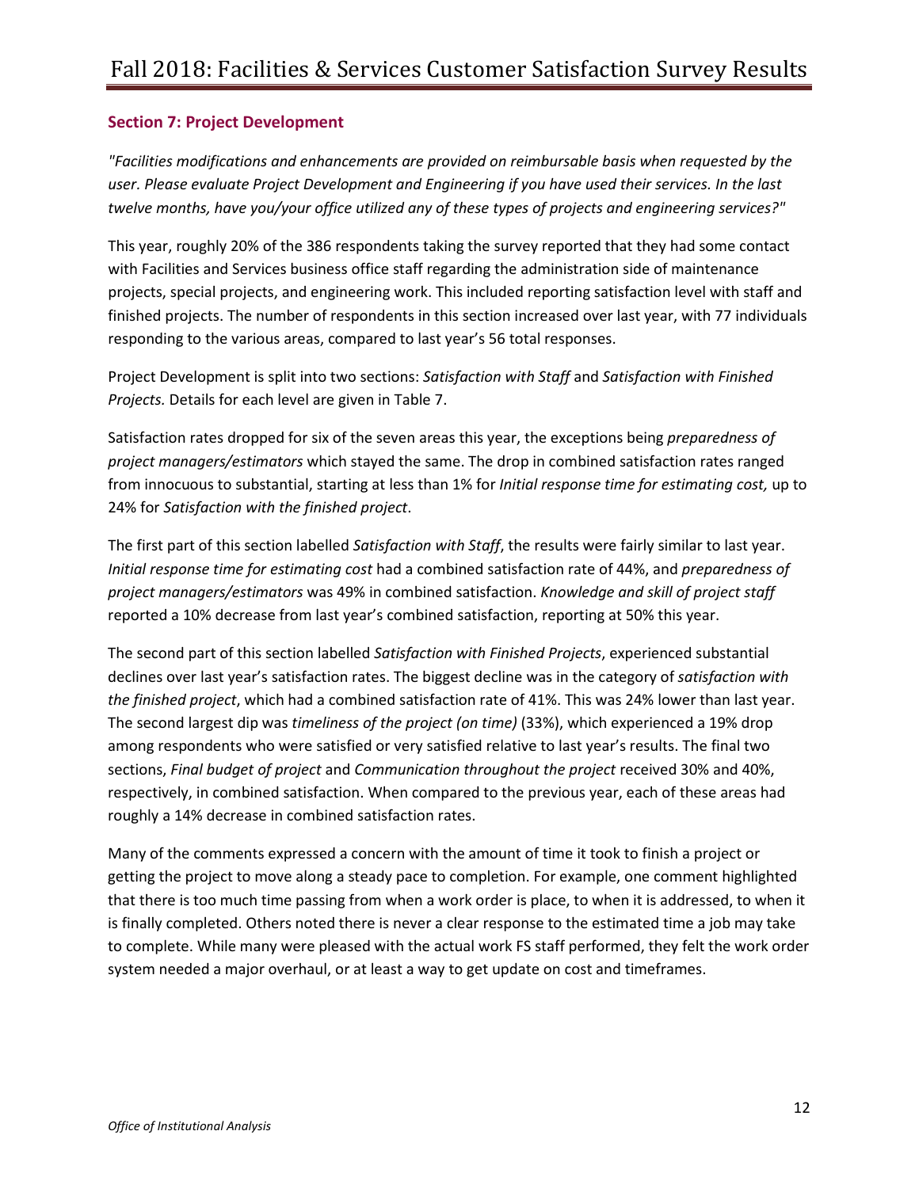## Section 7: Project Development

*"Facilities modifications and enhancements are provided on reimbursable basis when requested by the user. Please evaluate Project Development and Engineering if you have used their services. In the last twelve months, have you/your office utilized any of these types of projects and engineering services?"*

This year, roughly 20% of the 386 respondents taking the survey reported that they had some contact with Facilities and Services business office staff regarding the administration side of maintenance projects, special projects, and engineering work. This included reporting satisfaction level with staff and finished projects. The number of respondents in this section increased over last year, with 77 individuals responding to the various areas, compared to last year's 56 total responses.

Project Development is split into two sections: *Satisfaction with Staff* and *Satisfaction with Finished Projects.* Details for each level are given in Table 7.

Satisfaction rates dropped for six of the seven areas this year, the exceptions being *preparedness of project managers/estimators* which stayed the same. The drop in combined satisfaction rates ranged from innocuous to substantial, starting at less than 1% for *Initial response time for estimating cost,* up to 24% for *Satisfaction with the finished project*.

The first part of this section labelled *Satisfaction with Staff*, the results were fairly similar to last year. *Initial response time for estimating cost* had a combined satisfaction rate of 44%, and *preparedness of project managers/estimators* was 49% in combined satisfaction. *Knowledge and skill of project staff* reported a 10% decrease from last year's combined satisfaction, reporting at 50% this year.

The second part of this section labelled *Satisfaction with Finished Projects*, experienced substantial declines over last year's satisfaction rates. The biggest decline was in the category of *satisfaction with the finished project*, which had a combined satisfaction rate of 41%. This was 24% lower than last year. The second largest dip was *timeliness of the project (on time)* (33%), which experienced a 19% drop among respondents who were satisfied or very satisfied relative to last year's results. The final two sections, *Final budget of project* and *Communication throughout the project* received 30% and 40%, respectively, in combined satisfaction. When compared to the previous year, each of these areas had roughly a 14% decrease in combined satisfaction rates.

Many of the comments expressed a concern with the amount of time it took to finish a project or getting the project to move along a steady pace to completion. For example, one comment highlighted that there is too much time passing from when a work order is place, to when it is addressed, to when it is finally completed. Others noted there is never a clear response to the estimated time a job may take to complete. While many were pleased with the actual work FS staff performed, they felt the work order system needed a major overhaul, or at least a way to get update on cost and timeframes.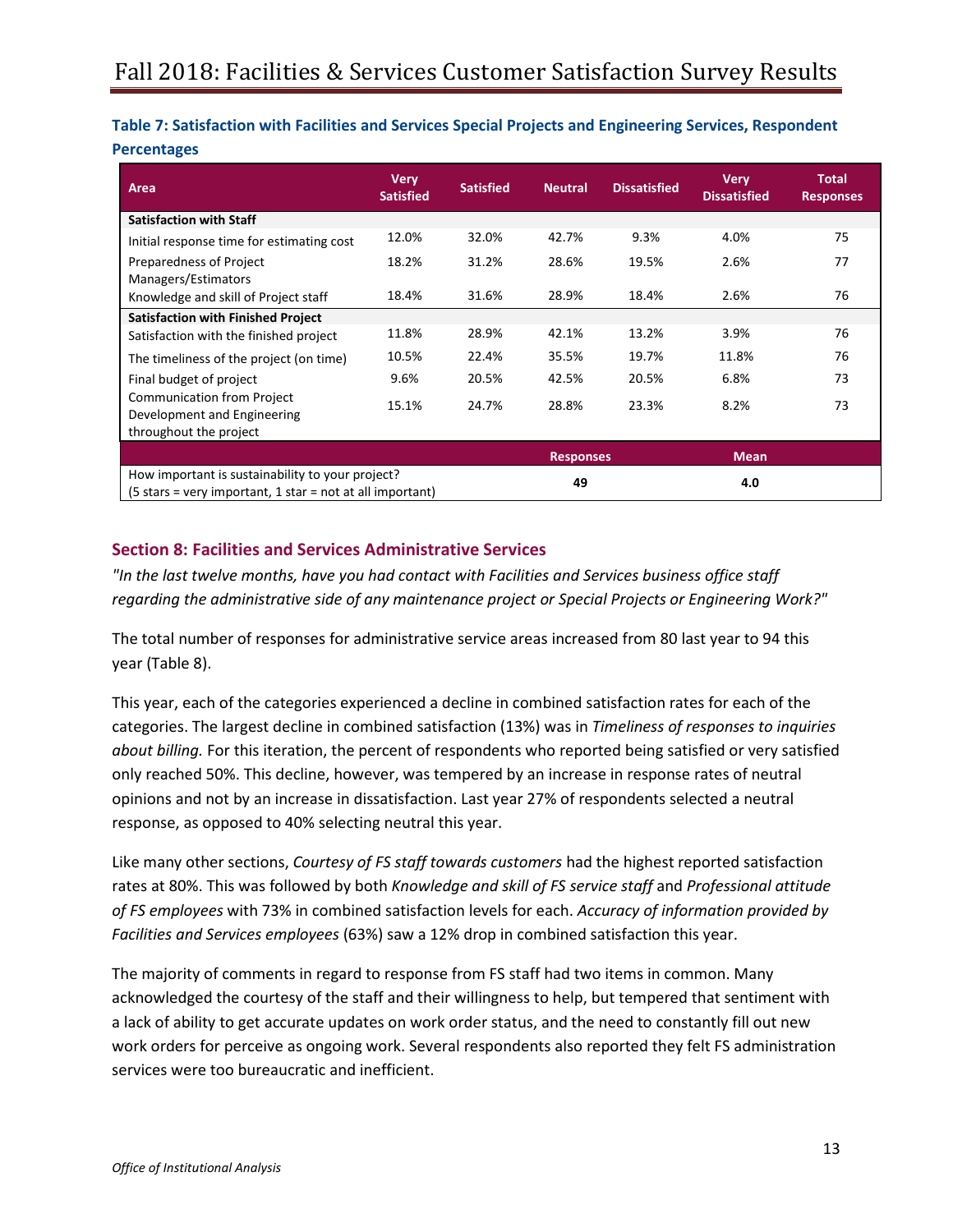**Table 7: Satisfaction with Facilities and Services Special Projects and Engineering Services, Respondent Percentages**

| Area | Very Satisfied | Satisfied | Neutral | Dissatisfied | Very Dissatisfied | Total Responses |
|---|---|---|---|---|---|---|
| **Satisfaction with Staff** | | | | | | |
| Initial response time for estimating cost | 12.0% | 32.0% | 42.7% | 9.3% | 4.0% | 75 |
| Preparedness of Project Managers/Estimators | 18.2% | 31.2% | 28.6% | 19.5% | 2.6% | 77 |
| Knowledge and skill of Project staff | 18.4% | 31.6% | 28.9% | 18.4% | 2.6% | 76 |
| **Satisfaction with Finished Project** | | | | | | |
| Satisfaction with the finished project | 11.8% | 28.9% | 42.1% | 13.2% | 3.9% | 76 |
| The timeliness of the project (on time) | 10.5% | 22.4% | 35.5% | 19.7% | 11.8% | 76 |
| Final budget of project | 9.6% | 20.5% | 42.5% | 20.5% | 6.8% | 73 |
| Communication from Project Development and Engineering throughout the project | 15.1% | 24.7% | 28.8% | 23.3% | 8.2% | 73 |

| | Responses | Mean |
|---|---|---|
| How important is sustainability to your project? (5 stars = very important, 1 star = not at all important) | **49** | **4.0** |

## Section 8: Facilities and Services Administrative Services

*"In the last twelve months, have you had contact with Facilities and Services business office staff regarding the administrative side of any maintenance project or Special Projects or Engineering Work?"*

The total number of responses for administrative service areas increased from 80 last year to 94 this year (Table 8).

This year, each of the categories experienced a decline in combined satisfaction rates for each of the categories. The largest decline in combined satisfaction (13%) was in *Timeliness of responses to inquiries about billing.* For this iteration, the percent of respondents who reported being satisfied or very satisfied only reached 50%. This decline, however, was tempered by an increase in response rates of neutral opinions and not by an increase in dissatisfaction. Last year 27% of respondents selected a neutral response, as opposed to 40% selecting neutral this year.

Like many other sections, *Courtesy of FS staff towards customers* had the highest reported satisfaction rates at 80%. This was followed by both *Knowledge and skill of FS service staff* and *Professional attitude of FS employees* with 73% in combined satisfaction levels for each. *Accuracy of information provided by Facilities and Services employees* (63%) saw a 12% drop in combined satisfaction this year.

The majority of comments in regard to response from FS staff had two items in common. Many acknowledged the courtesy of the staff and their willingness to help, but tempered that sentiment with a lack of ability to get accurate updates on work order status, and the need to constantly fill out new work orders for perceive as ongoing work. Several respondents also reported they felt FS administration services were too bureaucratic and inefficient.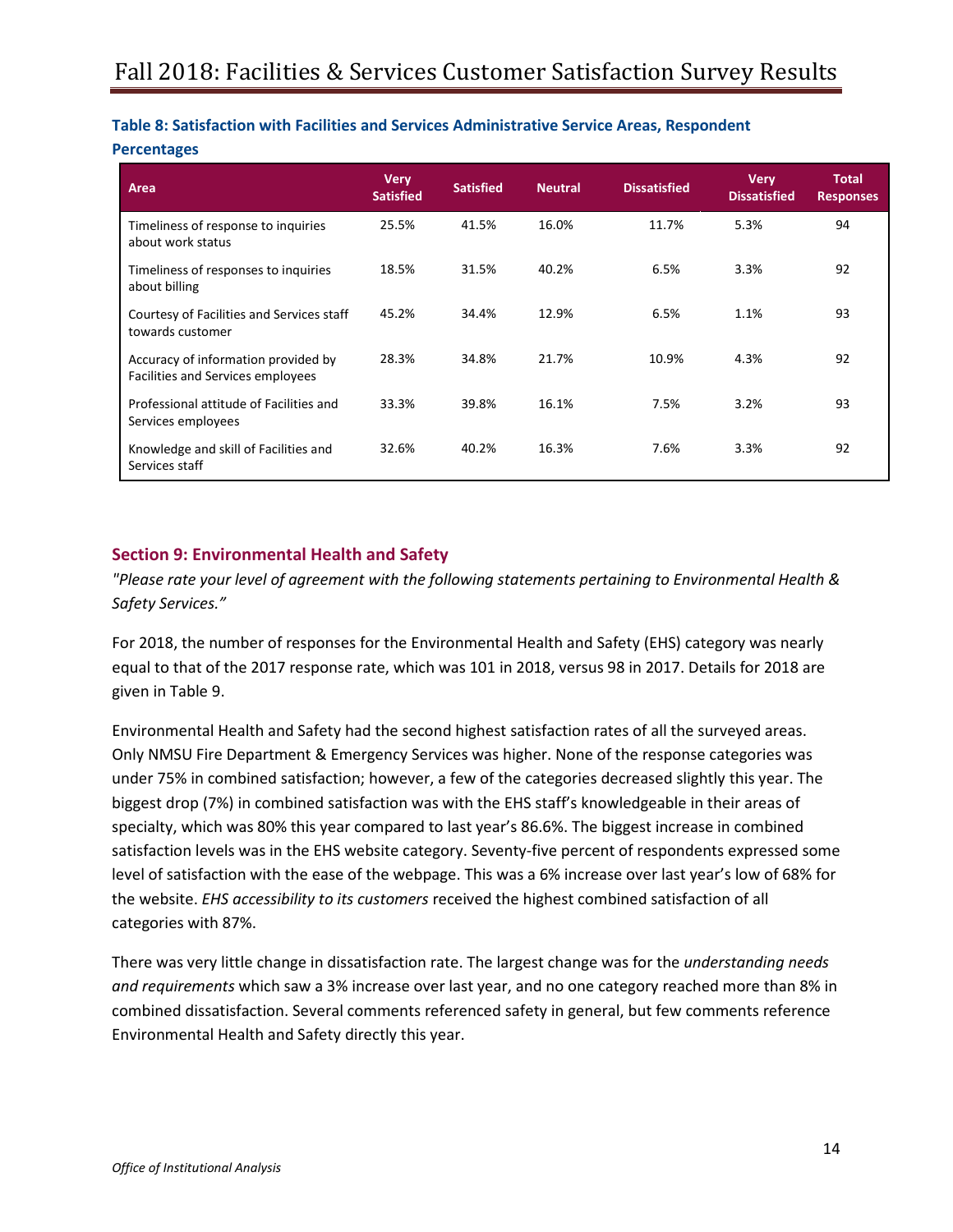**Table 8: Satisfaction with Facilities and Services Administrative Service Areas, Respondent Percentages**

| Area | Very Satisfied | Satisfied | Neutral | Dissatisfied | Very Dissatisfied | Total Responses |
|---|---|---|---|---|---|---|
| Timeliness of response to inquiries about work status | 25.5% | 41.5% | 16.0% | 11.7% | 5.3% | 94 |
| Timeliness of responses to inquiries about billing | 18.5% | 31.5% | 40.2% | 6.5% | 3.3% | 92 |
| Courtesy of Facilities and Services staff towards customer | 45.2% | 34.4% | 12.9% | 6.5% | 1.1% | 93 |
| Accuracy of information provided by Facilities and Services employees | 28.3% | 34.8% | 21.7% | 10.9% | 4.3% | 92 |
| Professional attitude of Facilities and Services employees | 33.3% | 39.8% | 16.1% | 7.5% | 3.2% | 93 |
| Knowledge and skill of Facilities and Services staff | 32.6% | 40.2% | 16.3% | 7.6% | 3.3% | 92 |

## Section 9: Environmental Health and Safety

*"Please rate your level of agreement with the following statements pertaining to Environmental Health & Safety Services."*

For 2018, the number of responses for the Environmental Health and Safety (EHS) category was nearly equal to that of the 2017 response rate, which was 101 in 2018, versus 98 in 2017. Details for 2018 are given in Table 9.

Environmental Health and Safety had the second highest satisfaction rates of all the surveyed areas. Only NMSU Fire Department & Emergency Services was higher. None of the response categories was under 75% in combined satisfaction; however, a few of the categories decreased slightly this year. The biggest drop (7%) in combined satisfaction was with the EHS staff's knowledgeable in their areas of specialty, which was 80% this year compared to last year's 86.6%. The biggest increase in combined satisfaction levels was in the EHS website category. Seventy-five percent of respondents expressed some level of satisfaction with the ease of the webpage. This was a 6% increase over last year's low of 68% for the website. *EHS accessibility to its customers* received the highest combined satisfaction of all categories with 87%.

There was very little change in dissatisfaction rate. The largest change was for the *understanding needs and requirements* which saw a 3% increase over last year, and no one category reached more than 8% in combined dissatisfaction. Several comments referenced safety in general, but few comments reference Environmental Health and Safety directly this year.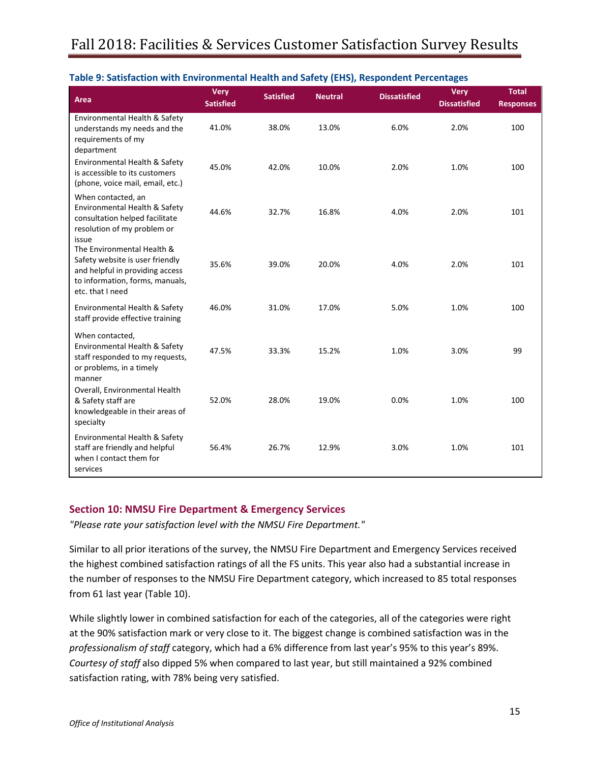**Table 9: Satisfaction with Environmental Health and Safety (EHS), Respondent Percentages**

| Area | Very Satisfied | Satisfied | Neutral | Dissatisfied | Very Dissatisfied | Total Responses |
|---|---|---|---|---|---|---|
| Environmental Health & Safety understands my needs and the requirements of my department | 41.0% | 38.0% | 13.0% | 6.0% | 2.0% | 100 |
| Environmental Health & Safety is accessible to its customers (phone, voice mail, email, etc.) | 45.0% | 42.0% | 10.0% | 2.0% | 1.0% | 100 |
| When contacted, an Environmental Health & Safety consultation helped facilitate resolution of my problem or issue | 44.6% | 32.7% | 16.8% | 4.0% | 2.0% | 101 |
| The Environmental Health & Safety website is user friendly and helpful in providing access to information, forms, manuals, etc. that I need | 35.6% | 39.0% | 20.0% | 4.0% | 2.0% | 101 |
| Environmental Health & Safety staff provide effective training | 46.0% | 31.0% | 17.0% | 5.0% | 1.0% | 100 |
| When contacted, Environmental Health & Safety staff responded to my requests, or problems, in a timely manner | 47.5% | 33.3% | 15.2% | 1.0% | 3.0% | 99 |
| Overall, Environmental Health & Safety staff are knowledgeable in their areas of specialty | 52.0% | 28.0% | 19.0% | 0.0% | 1.0% | 100 |
| Environmental Health & Safety staff are friendly and helpful when I contact them for services | 56.4% | 26.7% | 12.9% | 3.0% | 1.0% | 101 |

## Section 10: NMSU Fire Department & Emergency Services

*"Please rate your satisfaction level with the NMSU Fire Department."*

Similar to all prior iterations of the survey, the NMSU Fire Department and Emergency Services received the highest combined satisfaction ratings of all the FS units. This year also had a substantial increase in the number of responses to the NMSU Fire Department category, which increased to 85 total responses from 61 last year (Table 10).

While slightly lower in combined satisfaction for each of the categories, all of the categories were right at the 90% satisfaction mark or very close to it. The biggest change is combined satisfaction was in the *professionalism of staff* category, which had a 6% difference from last year's 95% to this year's 89%. *Courtesy of staff* also dipped 5% when compared to last year, but still maintained a 92% combined satisfaction rating, with 78% being very satisfied.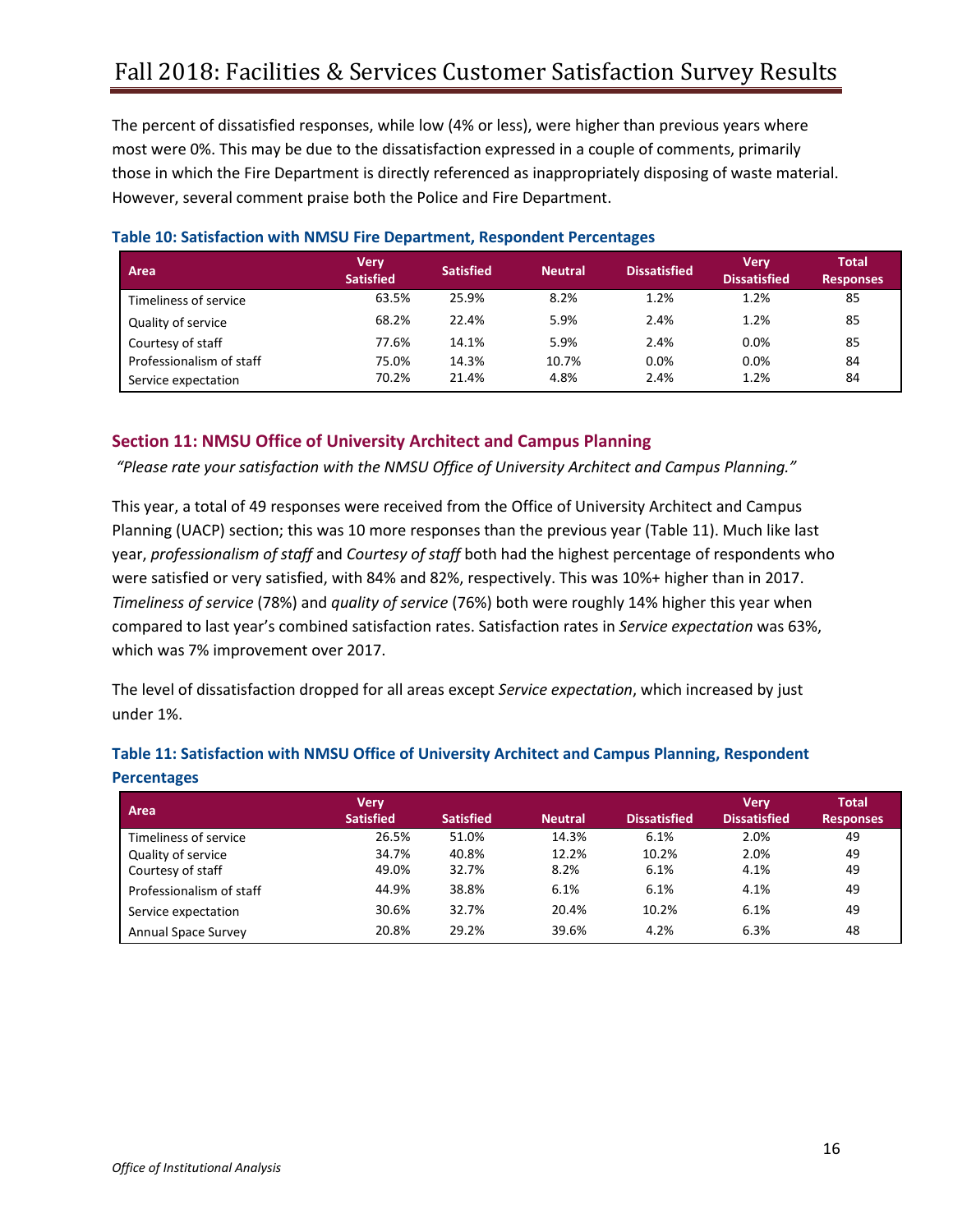The percent of dissatisfied responses, while low (4% or less), were higher than previous years where most were 0%. This may be due to the dissatisfaction expressed in a couple of comments, primarily those in which the Fire Department is directly referenced as inappropriately disposing of waste material. However, several comment praise both the Police and Fire Department.

**Table 10: Satisfaction with NMSU Fire Department, Respondent Percentages**

| Area | Very Satisfied | Satisfied | Neutral | Dissatisfied | Very Dissatisfied | Total Responses |
|---|---|---|---|---|---|---|
| Timeliness of service | 63.5% | 25.9% | 8.2% | 1.2% | 1.2% | 85 |
| Quality of service | 68.2% | 22.4% | 5.9% | 2.4% | 1.2% | 85 |
| Courtesy of staff | 77.6% | 14.1% | 5.9% | 2.4% | 0.0% | 85 |
| Professionalism of staff | 75.0% | 14.3% | 10.7% | 0.0% | 0.0% | 84 |
| Service expectation | 70.2% | 21.4% | 4.8% | 2.4% | 1.2% | 84 |

## Section 11: NMSU Office of University Architect and Campus Planning

*"Please rate your satisfaction with the NMSU Office of University Architect and Campus Planning."*

This year, a total of 49 responses were received from the Office of University Architect and Campus Planning (UACP) section; this was 10 more responses than the previous year (Table 11). Much like last year, *professionalism of staff* and *Courtesy of staff* both had the highest percentage of respondents who were satisfied or very satisfied, with 84% and 82%, respectively. This was 10%+ higher than in 2017. *Timeliness of service* (78%) and *quality of service* (76%) both were roughly 14% higher this year when compared to last year's combined satisfaction rates. Satisfaction rates in *Service expectation* was 63%, which was 7% improvement over 2017.

The level of dissatisfaction dropped for all areas except *Service expectation*, which increased by just under 1%.

**Table 11: Satisfaction with NMSU Office of University Architect and Campus Planning, Respondent Percentages**

| Area | Very Satisfied | Satisfied | Neutral | Dissatisfied | Very Dissatisfied | Total Responses |
|---|---|---|---|---|---|---|
| Timeliness of service | 26.5% | 51.0% | 14.3% | 6.1% | 2.0% | 49 |
| Quality of service | 34.7% | 40.8% | 12.2% | 10.2% | 2.0% | 49 |
| Courtesy of staff | 49.0% | 32.7% | 8.2% | 6.1% | 4.1% | 49 |
| Professionalism of staff | 44.9% | 38.8% | 6.1% | 6.1% | 4.1% | 49 |
| Service expectation | 30.6% | 32.7% | 20.4% | 10.2% | 6.1% | 49 |
| Annual Space Survey | 20.8% | 29.2% | 39.6% | 4.2% | 6.3% | 48 |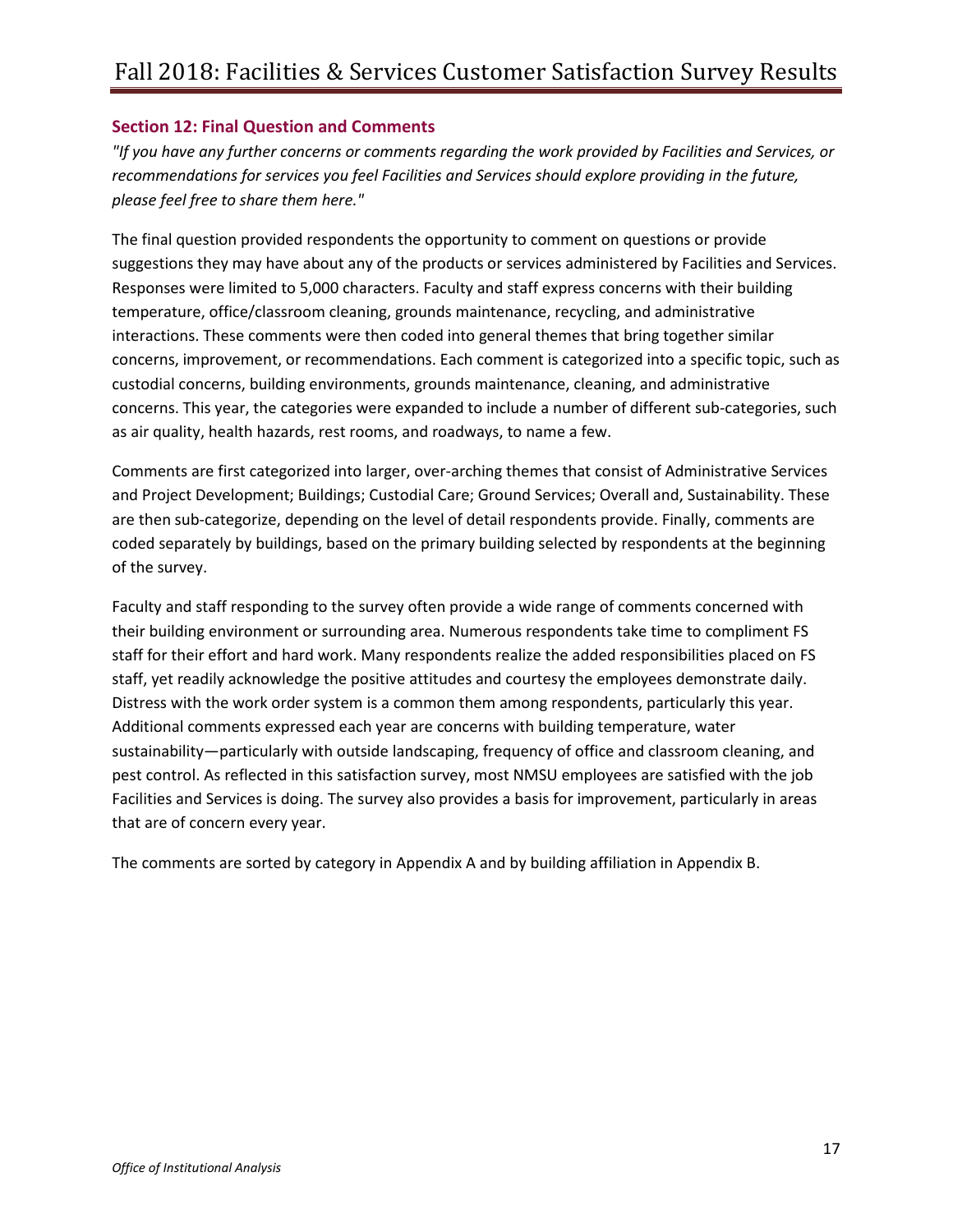### Section 12: Final Question and Comments

*"If you have any further concerns or comments regarding the work provided by Facilities and Services, or recommendations for services you feel Facilities and Services should explore providing in the future, please feel free to share them here."*

The final question provided respondents the opportunity to comment on questions or provide suggestions they may have about any of the products or services administered by Facilities and Services. Responses were limited to 5,000 characters. Faculty and staff express concerns with their building temperature, office/classroom cleaning, grounds maintenance, recycling, and administrative interactions. These comments were then coded into general themes that bring together similar concerns, improvement, or recommendations. Each comment is categorized into a specific topic, such as custodial concerns, building environments, grounds maintenance, cleaning, and administrative concerns. This year, the categories were expanded to include a number of different sub-categories, such as air quality, health hazards, rest rooms, and roadways, to name a few.

Comments are first categorized into larger, over-arching themes that consist of Administrative Services and Project Development; Buildings; Custodial Care; Ground Services; Overall and, Sustainability. These are then sub-categorize, depending on the level of detail respondents provide. Finally, comments are coded separately by buildings, based on the primary building selected by respondents at the beginning of the survey.

Faculty and staff responding to the survey often provide a wide range of comments concerned with their building environment or surrounding area. Numerous respondents take time to compliment FS staff for their effort and hard work. Many respondents realize the added responsibilities placed on FS staff, yet readily acknowledge the positive attitudes and courtesy the employees demonstrate daily. Distress with the work order system is a common them among respondents, particularly this year. Additional comments expressed each year are concerns with building temperature, water sustainability—particularly with outside landscaping, frequency of office and classroom cleaning, and pest control. As reflected in this satisfaction survey, most NMSU employees are satisfied with the job Facilities and Services is doing. The survey also provides a basis for improvement, particularly in areas that are of concern every year.

The comments are sorted by category in Appendix A and by building affiliation in Appendix B.